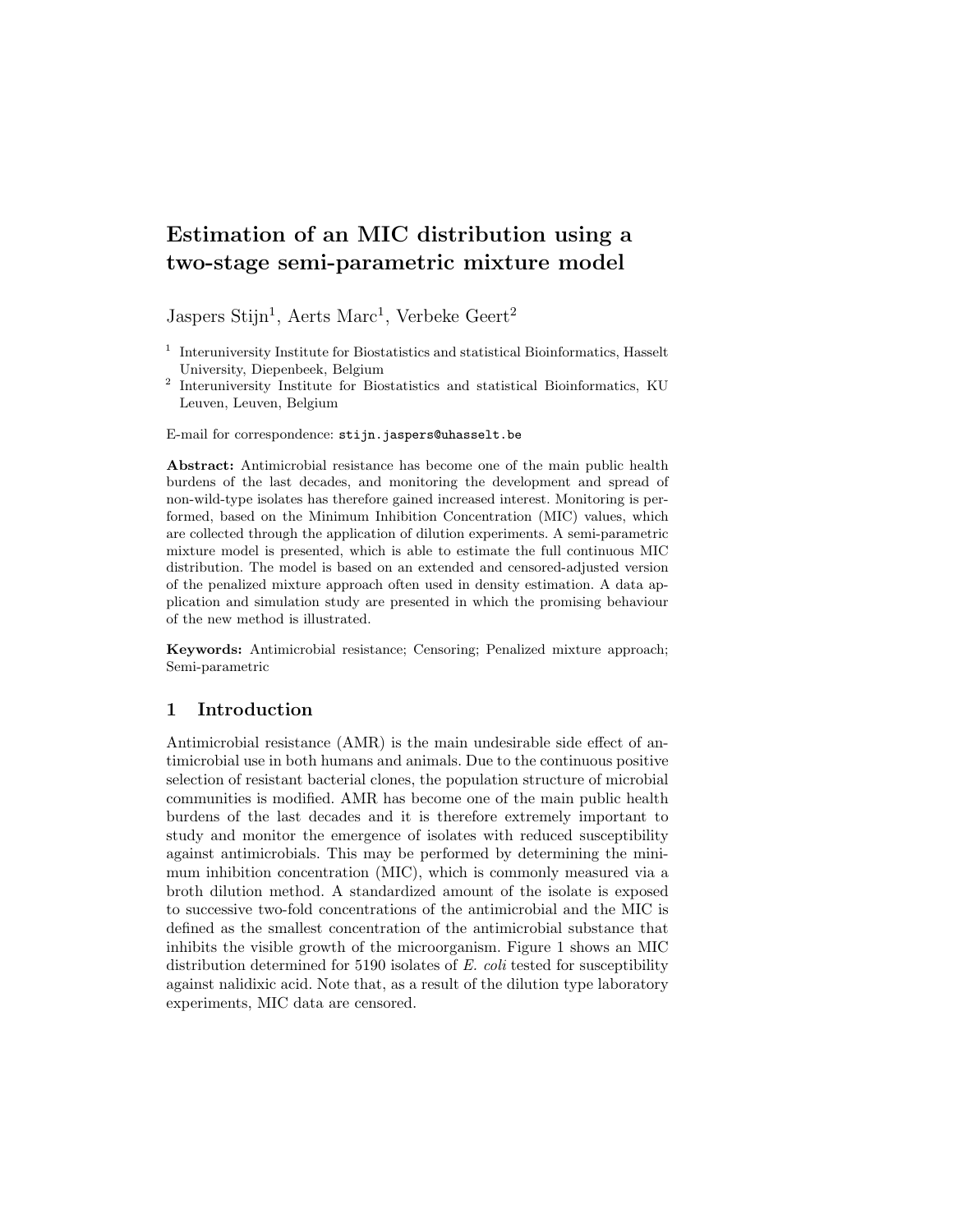# Estimation of an MIC distribution using a two-stage semi-parametric mixture model

Jaspers Stijn[1], Aerts Marc[1], Verbeke Geert[2]

[1] Interuniversity Institute for Biostatistics and statistical Bioinformatics, Hasselt University, Diepenbeek, Belgium

[2] Interuniversity Institute for Biostatistics and statistical Bioinformatics, KU Leuven, Leuven, Belgium

E-mail for correspondence: `stijn.jaspers@uhasselt.be`

**Abstract:** Antimicrobial resistance has become one of the main public health burdens of the last decades, and monitoring the development and spread of non-wild-type isolates has therefore gained increased interest. Monitoring is performed, based on the Minimum Inhibition Concentration (MIC) values, which are collected through the application of dilution experiments. A semi-parametric mixture model is presented, which is able to estimate the full continuous MIC distribution. The model is based on an extended and censored-adjusted version of the penalized mixture approach often used in density estimation. A data application and simulation study are presented in which the promising behaviour of the new method is illustrated.

**Keywords:** Antimicrobial resistance; Censoring; Penalized mixture approach; Semi-parametric

## 1 Introduction

Antimicrobial resistance (AMR) is the main undesirable side effect of antimicrobial use in both humans and animals. Due to the continuous positive selection of resistant bacterial clones, the population structure of microbial communities is modified. AMR has become one of the main public health burdens of the last decades and it is therefore extremely important to study and monitor the emergence of isolates with reduced susceptibility against antimicrobials. This may be performed by determining the minimum inhibition concentration (MIC), which is commonly measured via a broth dilution method. A standardized amount of the isolate is exposed to successive two-fold concentrations of the antimicrobial and the MIC is defined as the smallest concentration of the antimicrobial substance that inhibits the visible growth of the microorganism. Figure 1 shows an MIC distribution determined for 5190 isolates of *E. coli* tested for susceptibility against nalidixic acid. Note that, as a result of the dilution type laboratory experiments, MIC data are censored.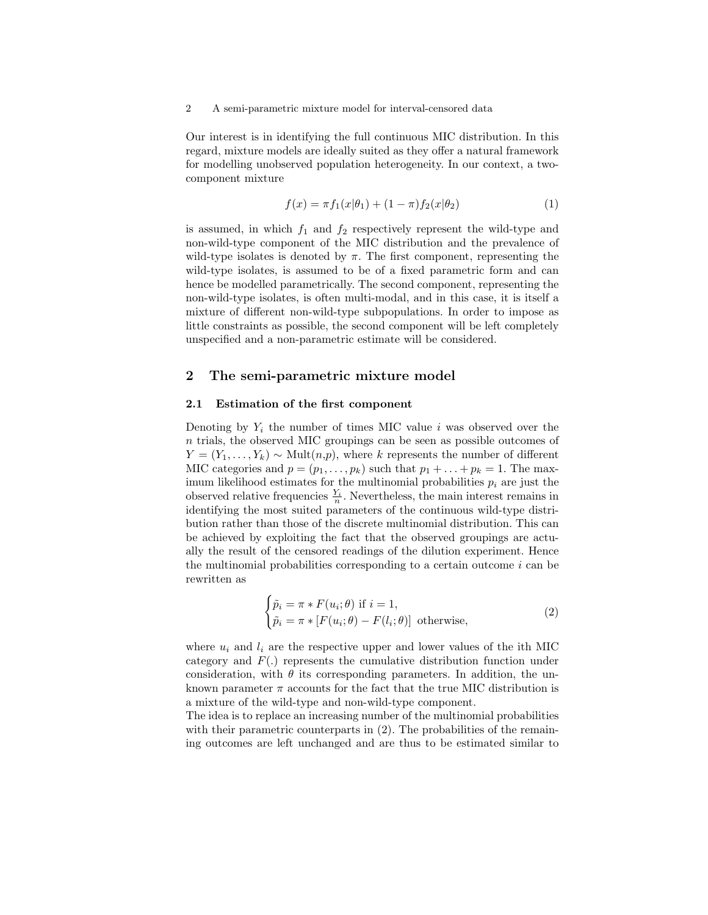Our interest is in identifying the full continuous MIC distribution. In this regard, mixture models are ideally suited as they offer a natural framework for modelling unobserved population heterogeneity. In our context, a two-component mixture

$$f(x) = \pi f_1(x|\theta_1) + (1 - \pi) f_2(x|\theta_2) \tag{1}$$

is assumed, in which $f_1$ and $f_2$ respectively represent the wild-type and non-wild-type component of the MIC distribution and the prevalence of wild-type isolates is denoted by $\pi$. The first component, representing the wild-type isolates, is assumed to be of a fixed parametric form and can hence be modelled parametrically. The second component, representing the non-wild-type isolates, is often multi-modal, and in this case, it is itself a mixture of different non-wild-type subpopulations. In order to impose as little constraints as possible, the second component will be left completely unspecified and a non-parametric estimate will be considered.

## 2 The semi-parametric mixture model

### 2.1 Estimation of the first component

Denoting by $Y_i$ the number of times MIC value $i$ was observed over the $n$ trials, the observed MIC groupings can be seen as possible outcomes of $Y = (Y_1, \ldots, Y_k) \sim \text{Mult}(n,p)$, where $k$ represents the number of different MIC categories and $p = (p_1, \ldots, p_k)$ such that $p_1 + \ldots + p_k = 1$. The maximum likelihood estimates for the multinomial probabilities $p_i$ are just the observed relative frequencies $\frac{Y_i}{n}$. Nevertheless, the main interest remains in identifying the most suited parameters of the continuous wild-type distribution rather than those of the discrete multinomial distribution. This can be achieved by exploiting the fact that the observed groupings are actually the result of the censored readings of the dilution experiment. Hence the multinomial probabilities corresponding to a certain outcome $i$ can be rewritten as

$$\begin{cases} \tilde{p}_i = \pi * F(u_i; \theta) \text{ if } i = 1, \\ \tilde{p}_i = \pi * [F(u_i; \theta) - F(l_i; \theta)] \text{ otherwise,} \end{cases} \tag{2}$$

where $u_i$ and $l_i$ are the respective upper and lower values of the ith MIC category and $F(.)$ represents the cumulative distribution function under consideration, with $\theta$ its corresponding parameters. In addition, the unknown parameter $\pi$ accounts for the fact that the true MIC distribution is a mixture of the wild-type and non-wild-type component.
The idea is to replace an increasing number of the multinomial probabilities with their parametric counterparts in (2). The probabilities of the remaining outcomes are left unchanged and are thus to be estimated similar to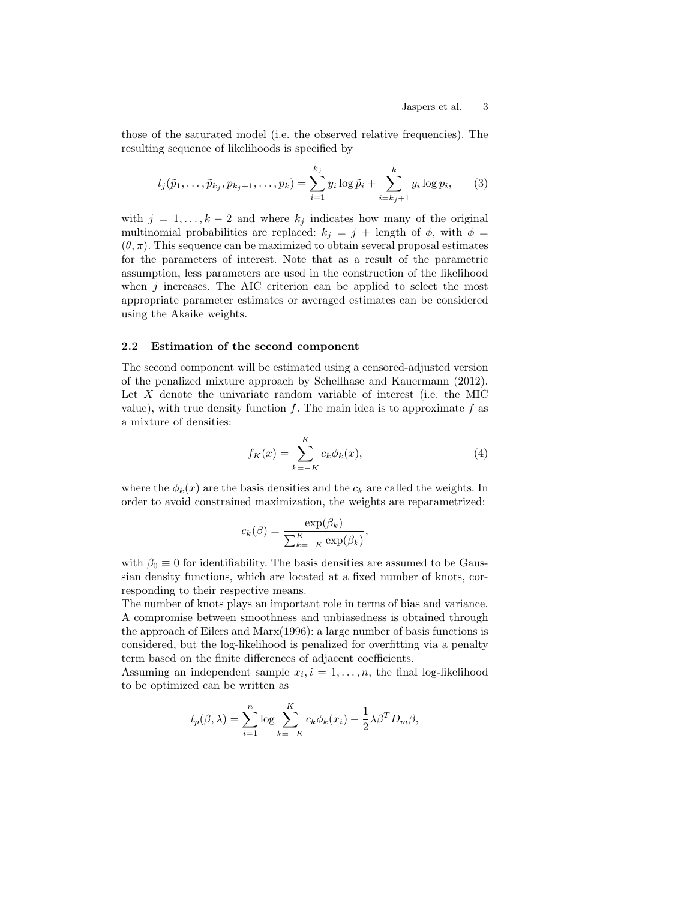those of the saturated model (i.e. the observed relative frequencies). The resulting sequence of likelihoods is specified by

$$l_j(\tilde{p}_1, \ldots, \tilde{p}_{k_j}, p_{k_j+1}, \ldots, p_k) = \sum_{i=1}^{k_j} y_i \log \tilde{p}_i + \sum_{i=k_j+1}^{k} y_i \log p_i, \qquad (3)$$

with $j = 1, \ldots, k-2$ and where $k_j$ indicates how many of the original multinomial probabilities are replaced: $k_j = j$ + length of $\phi$, with $\phi = (\theta, \pi)$. This sequence can be maximized to obtain several proposal estimates for the parameters of interest. Note that as a result of the parametric assumption, less parameters are used in the construction of the likelihood when $j$ increases. The AIC criterion can be applied to select the most appropriate parameter estimates or averaged estimates can be considered using the Akaike weights.

### 2.2 Estimation of the second component

The second component will be estimated using a censored-adjusted version of the penalized mixture approach by Schellhase and Kauermann (2012). Let $X$ denote the univariate random variable of interest (i.e. the MIC value), with true density function $f$. The main idea is to approximate $f$ as a mixture of densities:

$$f_K(x) = \sum_{k=-K}^{K} c_k \phi_k(x), \qquad (4)$$

where the $\phi_k(x)$ are the basis densities and the $c_k$ are called the weights. In order to avoid constrained maximization, the weights are reparametrized:

$$c_k(\beta) = \frac{\exp(\beta_k)}{\sum_{k=-K}^{K} \exp(\beta_k)},$$

with $\beta_0 \equiv 0$ for identifiability. The basis densities are assumed to be Gaussian density functions, which are located at a fixed number of knots, corresponding to their respective means.

The number of knots plays an important role in terms of bias and variance. A compromise between smoothness and unbiasedness is obtained through the approach of Eilers and Marx(1996): a large number of basis functions is considered, but the log-likelihood is penalized for overfitting via a penalty term based on the finite differences of adjacent coefficients.

Assuming an independent sample $x_i, i = 1, \ldots, n$, the final log-likelihood to be optimized can be written as

$$l_p(\beta, \lambda) = \sum_{i=1}^{n} \log \sum_{k=-K}^{K} c_k \phi_k(x_i) - \frac{1}{2} \lambda \beta^T D_m \beta,$$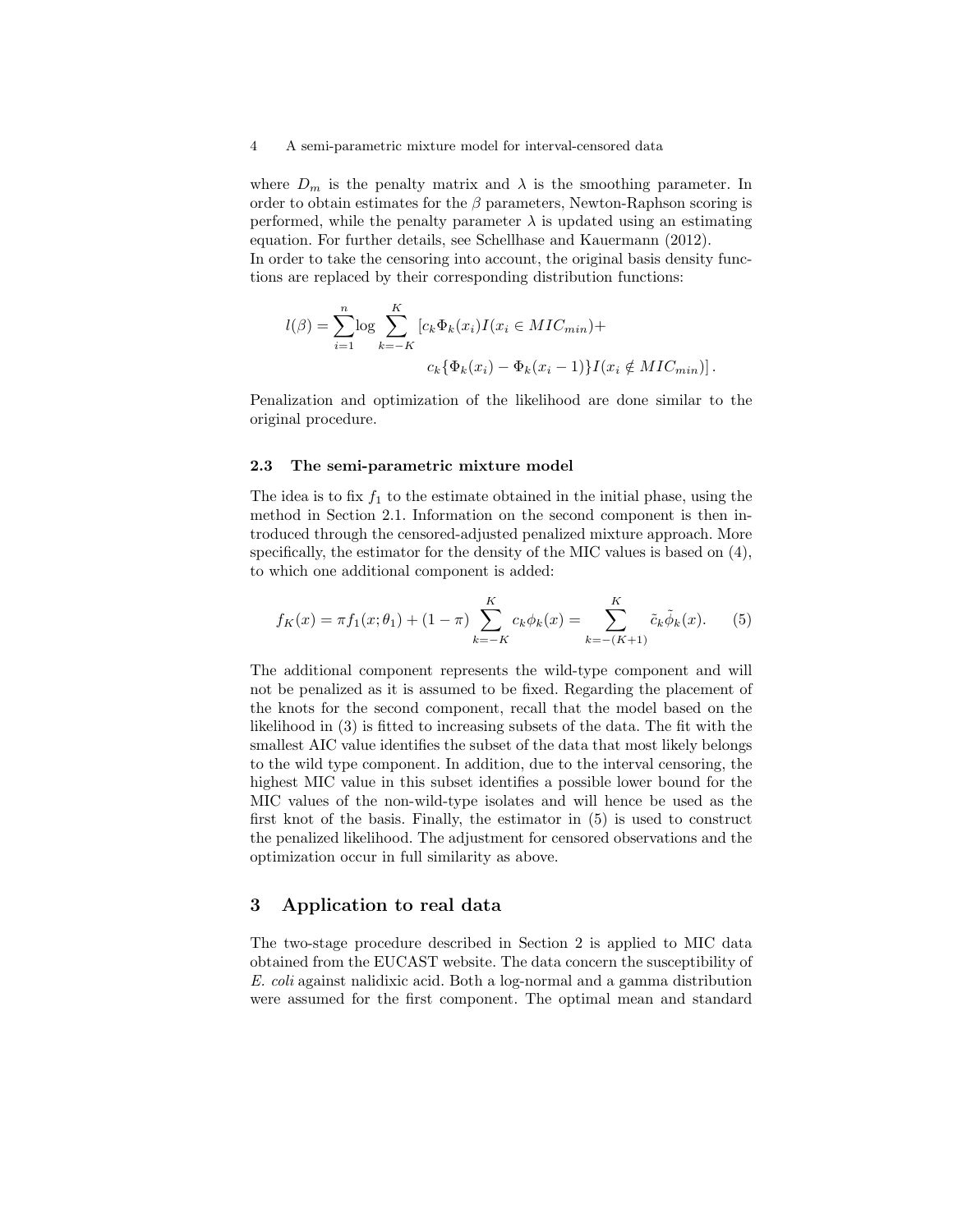where $D_m$ is the penalty matrix and $\lambda$ is the smoothing parameter. In order to obtain estimates for the $\beta$ parameters, Newton-Raphson scoring is performed, while the penalty parameter $\lambda$ is updated using an estimating equation. For further details, see Schellhase and Kauermann (2012).
In order to take the censoring into account, the original basis density functions are replaced by their corresponding distribution functions:

$$l(\beta) = \sum_{i=1}^{n} \log \sum_{k=-K}^{K} \left[ c_k \Phi_k(x_i) I(x_i \in MIC_{min}) + c_k \{ \Phi_k(x_i) - \Phi_k(x_i - 1) \} I(x_i \notin MIC_{min}) \right].$$

Penalization and optimization of the likelihood are done similar to the original procedure.

### 2.3 The semi-parametric mixture model

The idea is to fix $f_1$ to the estimate obtained in the initial phase, using the method in Section 2.1. Information on the second component is then introduced through the censored-adjusted penalized mixture approach. More specifically, the estimator for the density of the MIC values is based on (4), to which one additional component is added:

$$f_K(x) = \pi f_1(x; \theta_1) + (1 - \pi) \sum_{k=-K}^{K} c_k \phi_k(x) = \sum_{k=-(K+1)}^{K} \tilde{c}_k \tilde{\phi}_k(x). \tag{5}$$

The additional component represents the wild-type component and will not be penalized as it is assumed to be fixed. Regarding the placement of the knots for the second component, recall that the model based on the likelihood in (3) is fitted to increasing subsets of the data. The fit with the smallest AIC value identifies the subset of the data that most likely belongs to the wild type component. In addition, due to the interval censoring, the highest MIC value in this subset identifies a possible lower bound for the MIC values of the non-wild-type isolates and will hence be used as the first knot of the basis. Finally, the estimator in (5) is used to construct the penalized likelihood. The adjustment for censored observations and the optimization occur in full similarity as above.

## 3 Application to real data

The two-stage procedure described in Section 2 is applied to MIC data obtained from the EUCAST website. The data concern the susceptibility of *E. coli* against nalidixic acid. Both a log-normal and a gamma distribution were assumed for the first component. The optimal mean and standard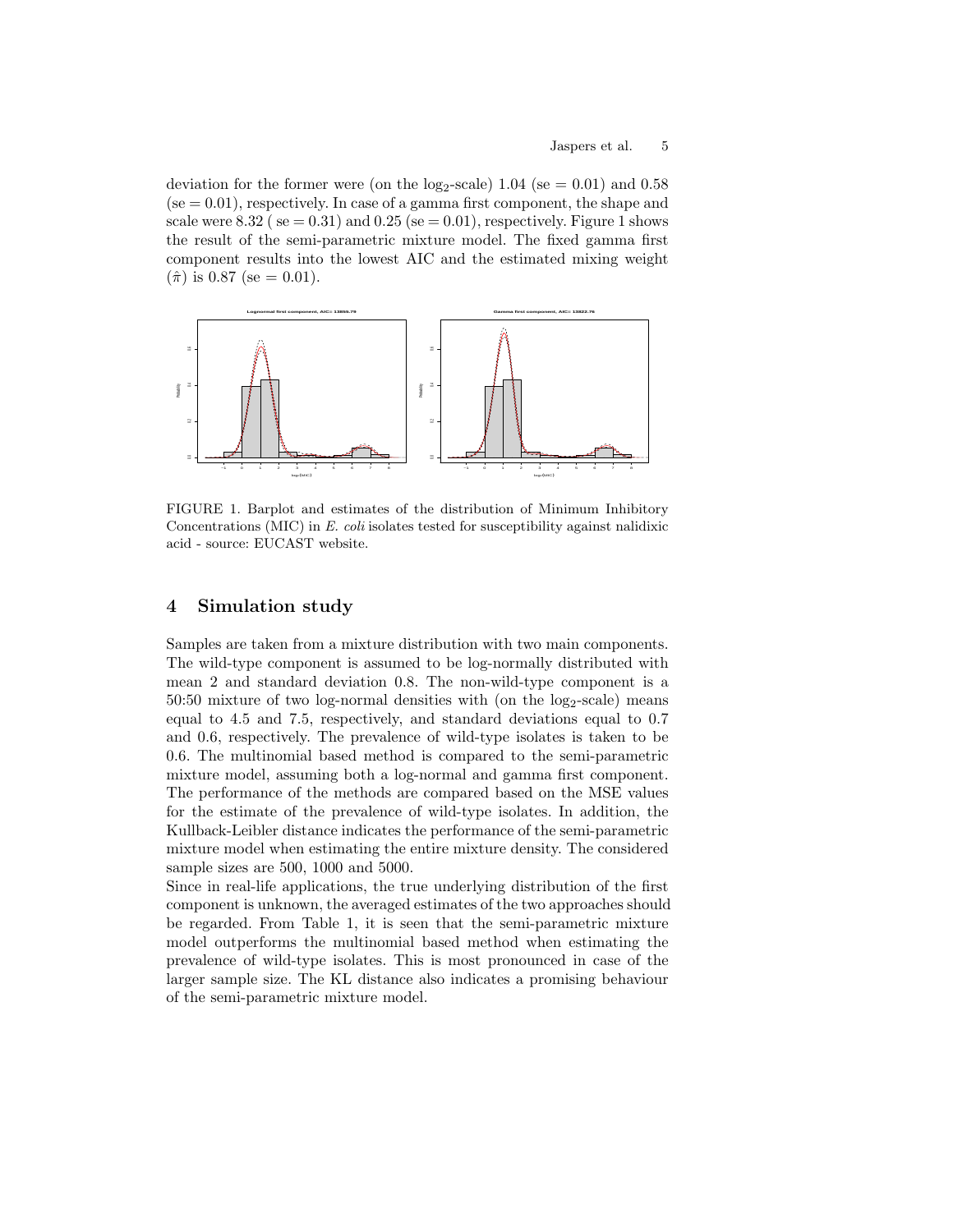deviation for the former were (on the $\log_2$-scale) 1.04 (se = 0.01) and 0.58 (se = 0.01), respectively. In case of a gamma first component, the shape and scale were 8.32 ( se = 0.31) and 0.25 (se = 0.01), respectively. Figure 1 shows the result of the semi-parametric mixture model. The fixed gamma first component results into the lowest AIC and the estimated mixing weight ($\hat{\pi}$) is 0.87 (se = 0.01).

FIGURE 1. Barplot and estimates of the distribution of Minimum Inhibitory Concentrations (MIC) in *E. coli* isolates tested for susceptibility against nalidixic acid - source: EUCAST website.

## 4 Simulation study

Samples are taken from a mixture distribution with two main components. The wild-type component is assumed to be log-normally distributed with mean 2 and standard deviation 0.8. The non-wild-type component is a 50:50 mixture of two log-normal densities with (on the $\log_2$-scale) means equal to 4.5 and 7.5, respectively, and standard deviations equal to 0.7 and 0.6, respectively. The prevalence of wild-type isolates is taken to be 0.6. The multinomial based method is compared to the semi-parametric mixture model, assuming both a log-normal and gamma first component. The performance of the methods are compared based on the MSE values for the estimate of the prevalence of wild-type isolates. In addition, the Kullback-Leibler distance indicates the performance of the semi-parametric mixture model when estimating the entire mixture density. The considered sample sizes are 500, 1000 and 5000.

Since in real-life applications, the true underlying distribution of the first component is unknown, the averaged estimates of the two approaches should be regarded. From Table 1, it is seen that the semi-parametric mixture model outperforms the multinomial based method when estimating the prevalence of wild-type isolates. This is most pronounced in case of the larger sample size. The KL distance also indicates a promising behaviour of the semi-parametric mixture model.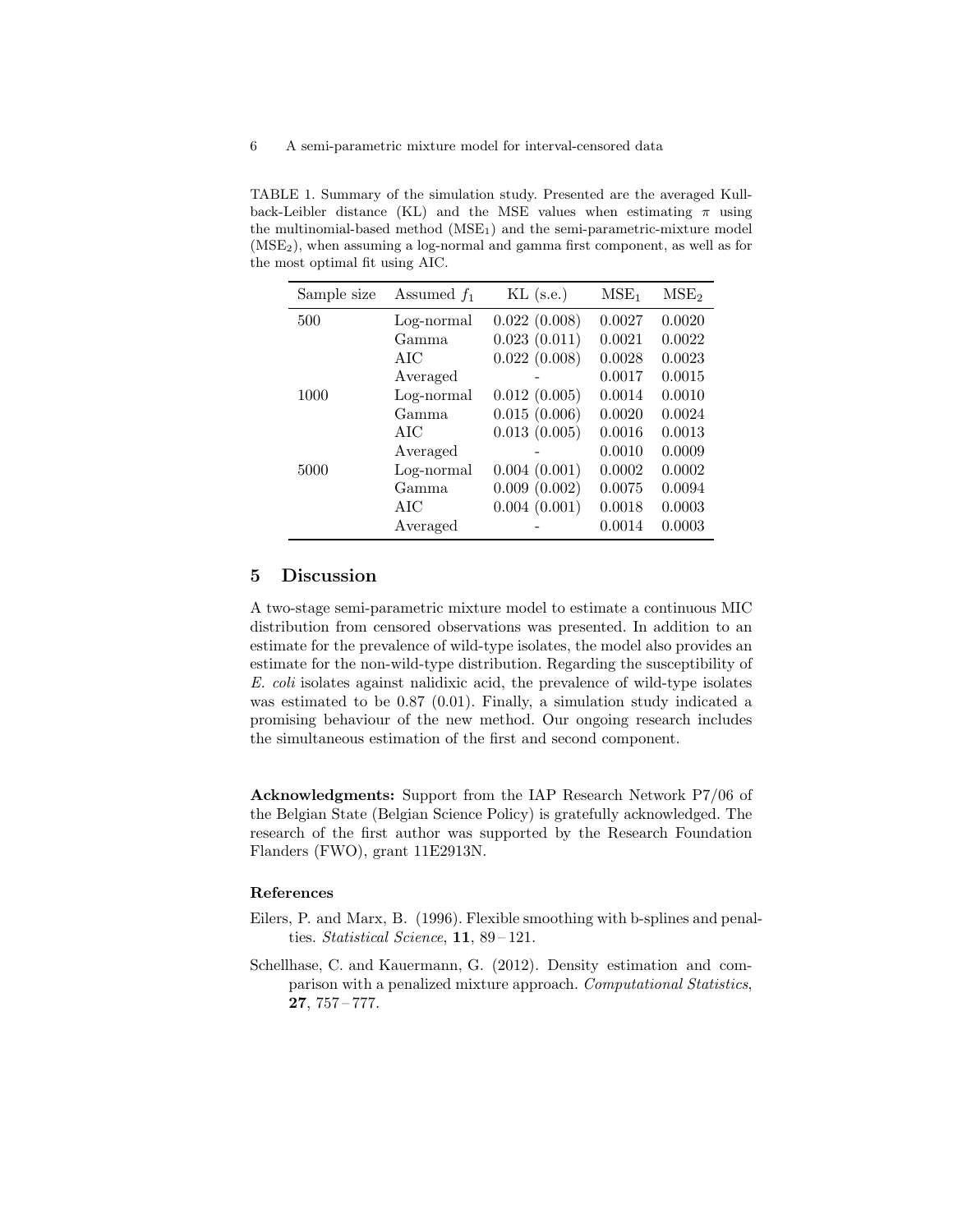TABLE 1. Summary of the simulation study. Presented are the averaged Kullback-Leibler distance (KL) and the MSE values when estimating $\pi$ using the multinomial-based method ($\text{MSE}_1$) and the semi-parametric-mixture model ($\text{MSE}_2$), when assuming a log-normal and gamma first component, as well as for the most optimal fit using AIC.

| Sample size | Assumed $f_1$ | KL (s.e.) | $\text{MSE}_1$ | $\text{MSE}_2$ |
|---|---|---|---|---|
| 500 | Log-normal | 0.022 (0.008) | 0.0027 | 0.0020 |
| | Gamma | 0.023 (0.011) | 0.0021 | 0.0022 |
| | AIC | 0.022 (0.008) | 0.0028 | 0.0023 |
| | Averaged | - | 0.0017 | 0.0015 |
| 1000 | Log-normal | 0.012 (0.005) | 0.0014 | 0.0010 |
| | Gamma | 0.015 (0.006) | 0.0020 | 0.0024 |
| | AIC | 0.013 (0.005) | 0.0016 | 0.0013 |
| | Averaged | - | 0.0010 | 0.0009 |
| 5000 | Log-normal | 0.004 (0.001) | 0.0002 | 0.0002 |
| | Gamma | 0.009 (0.002) | 0.0075 | 0.0094 |
| | AIC | 0.004 (0.001) | 0.0018 | 0.0003 |
| | Averaged | - | 0.0014 | 0.0003 |

## 5 Discussion

A two-stage semi-parametric mixture model to estimate a continuous MIC distribution from censored observations was presented. In addition to an estimate for the prevalence of wild-type isolates, the model also provides an estimate for the non-wild-type distribution. Regarding the susceptibility of *E. coli* isolates against nalidixic acid, the prevalence of wild-type isolates was estimated to be 0.87 (0.01). Finally, a simulation study indicated a promising behaviour of the new method. Our ongoing research includes the simultaneous estimation of the first and second component.

**Acknowledgments:** Support from the IAP Research Network P7/06 of the Belgian State (Belgian Science Policy) is gratefully acknowledged. The research of the first author was supported by the Research Foundation Flanders (FWO), grant 11E2913N.

### References

Eilers, P. and Marx, B. (1996). Flexible smoothing with b-splines and penalties. *Statistical Science*, **11**, 89 – 121.

Schellhase, C. and Kauermann, G. (2012). Density estimation and comparison with a penalized mixture approach. *Computational Statistics*, **27**, 757 – 777.